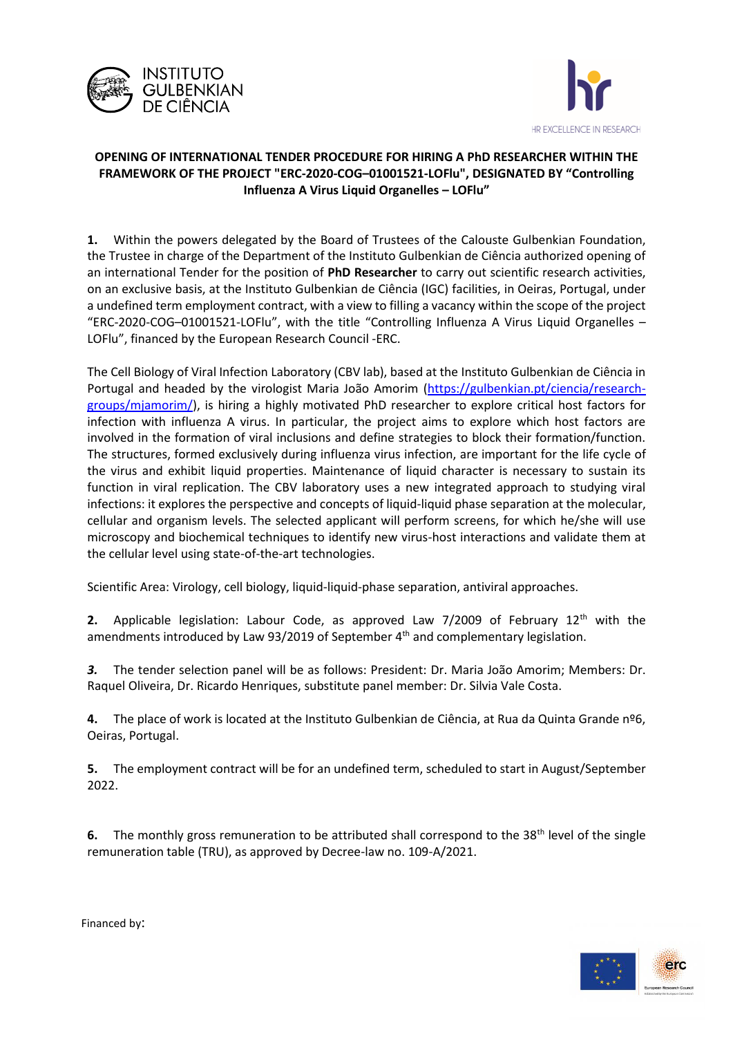**OPENING OF INTERNATIONAL TENDER PROCEDURE FOR HIRING A PhD RESEARCHER WITHIN THE FRAMEWORK OF THE PROJECT "ERC-2020-COG–01001521-LOFlu", DESIGNATED BY "Controlling Influenza A Virus Liquid Organelles – LOFlu"**

**1.** Within the powers delegated by the Board of Trustees of the Calouste Gulbenkian Foundation, the Trustee in charge of the Department of the Instituto Gulbenkian de Ciência authorized opening of an international Tender for the position of **PhD Researcher** to carry out scientific research activities, on an exclusive basis, at the Instituto Gulbenkian de Ciência (IGC) facilities, in Oeiras, Portugal, under a undefined term employment contract, with a view to filling a vacancy within the scope of the project "ERC-2020-COG–01001521-LOFlu", with the title "Controlling Influenza A Virus Liquid Organelles – LOFlu", financed by the European Research Council -ERC.

The Cell Biology of Viral Infection Laboratory (CBV lab), based at the Instituto Gulbenkian de Ciência in Portugal and headed by the virologist Maria João Amorim (https://gulbenkian.pt/ciencia/research-groups/mjamorim/), is hiring a highly motivated PhD researcher to explore critical host factors for infection with influenza A virus. In particular, the project aims to explore which host factors are involved in the formation of viral inclusions and define strategies to block their formation/function. The structures, formed exclusively during influenza virus infection, are important for the life cycle of the virus and exhibit liquid properties. Maintenance of liquid character is necessary to sustain its function in viral replication. The CBV laboratory uses a new integrated approach to studying viral infections: it explores the perspective and concepts of liquid-liquid phase separation at the molecular, cellular and organism levels. The selected applicant will perform screens, for which he/she will use microscopy and biochemical techniques to identify new virus-host interactions and validate them at the cellular level using state-of-the-art technologies.

Scientific Area: Virology, cell biology, liquid-liquid-phase separation, antiviral approaches.

**2.** Applicable legislation: Labour Code, as approved Law 7/2009 of February 12th with the amendments introduced by Law 93/2019 of September 4th and complementary legislation.

***3.*** The tender selection panel will be as follows: President: Dr. Maria João Amorim; Members: Dr. Raquel Oliveira, Dr. Ricardo Henriques, substitute panel member: Dr. Silvia Vale Costa.

**4.** The place of work is located at the Instituto Gulbenkian de Ciência, at Rua da Quinta Grande nº6, Oeiras, Portugal.

**5.** The employment contract will be for an undefined term, scheduled to start in August/September 2022.

**6.** The monthly gross remuneration to be attributed shall correspond to the 38th level of the single remuneration table (TRU), as approved by Decree-law no. 109-A/2021.

Financed by: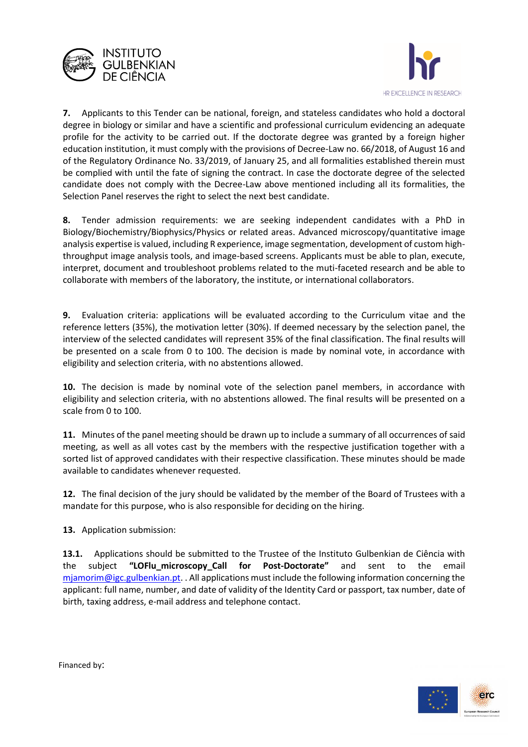**7.** Applicants to this Tender can be national, foreign, and stateless candidates who hold a doctoral degree in biology or similar and have a scientific and professional curriculum evidencing an adequate profile for the activity to be carried out. If the doctorate degree was granted by a foreign higher education institution, it must comply with the provisions of Decree-Law no. 66/2018, of August 16 and of the Regulatory Ordinance No. 33/2019, of January 25, and all formalities established therein must be complied with until the fate of signing the contract. In case the doctorate degree of the selected candidate does not comply with the Decree-Law above mentioned including all its formalities, the Selection Panel reserves the right to select the next best candidate.

**8.** Tender admission requirements: we are seeking independent candidates with a PhD in Biology/Biochemistry/Biophysics/Physics or related areas. Advanced microscopy/quantitative image analysis expertise is valued, including R experience, image segmentation, development of custom high-throughput image analysis tools, and image-based screens. Applicants must be able to plan, execute, interpret, document and troubleshoot problems related to the muti-faceted research and be able to collaborate with members of the laboratory, the institute, or international collaborators.

**9.** Evaluation criteria: applications will be evaluated according to the Curriculum vitae and the reference letters (35%), the motivation letter (30%). If deemed necessary by the selection panel, the interview of the selected candidates will represent 35% of the final classification. The final results will be presented on a scale from 0 to 100. The decision is made by nominal vote, in accordance with eligibility and selection criteria, with no abstentions allowed.

**10.** The decision is made by nominal vote of the selection panel members, in accordance with eligibility and selection criteria, with no abstentions allowed. The final results will be presented on a scale from 0 to 100.

**11.** Minutes of the panel meeting should be drawn up to include a summary of all occurrences of said meeting, as well as all votes cast by the members with the respective justification together with a sorted list of approved candidates with their respective classification. These minutes should be made available to candidates whenever requested.

**12.** The final decision of the jury should be validated by the member of the Board of Trustees with a mandate for this purpose, who is also responsible for deciding on the hiring.

**13.** Application submission:

**13.1.** Applications should be submitted to the Trustee of the Instituto Gulbenkian de Ciência with the subject **"LOFlu_microscopy_Call for Post-Doctorate"** and sent to the email [mjamorim@igc.gulbenkian.pt](mailto:mjamorim@igc.gulbenkian.pt). . All applications must include the following information concerning the applicant: full name, number, and date of validity of the Identity Card or passport, tax number, date of birth, taxing address, e-mail address and telephone contact.

Financed by: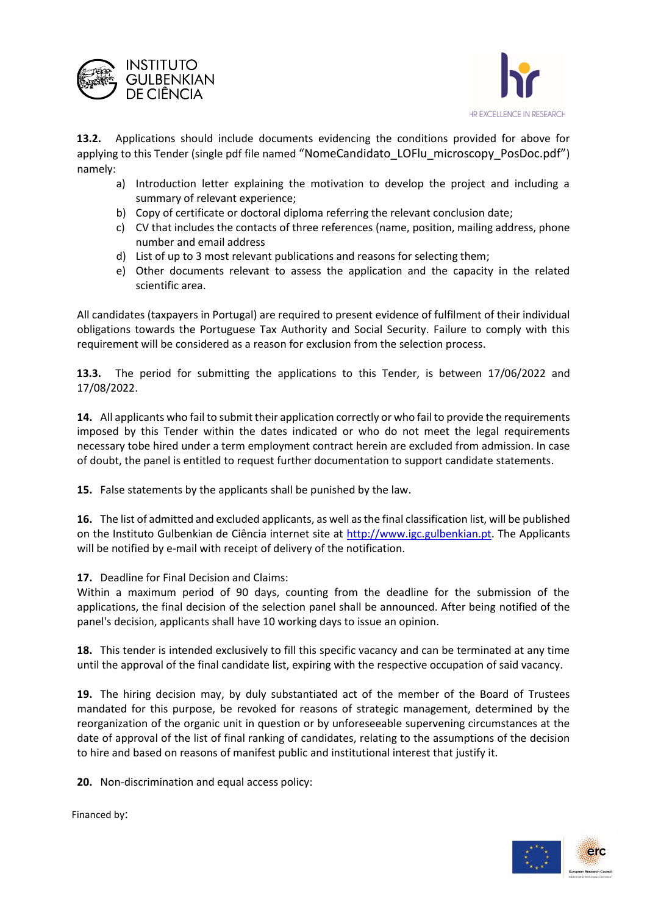**13.2.** Applications should include documents evidencing the conditions provided for above for applying to this Tender (single pdf file named "NomeCandidato_LOFlu_microscopy_PosDoc.pdf") namely:

a) Introduction letter explaining the motivation to develop the project and including a summary of relevant experience;
b) Copy of certificate or doctoral diploma referring the relevant conclusion date;
c) CV that includes the contacts of three references (name, position, mailing address, phone number and email address
d) List of up to 3 most relevant publications and reasons for selecting them;
e) Other documents relevant to assess the application and the capacity in the related scientific area.

All candidates (taxpayers in Portugal) are required to present evidence of fulfilment of their individual obligations towards the Portuguese Tax Authority and Social Security. Failure to comply with this requirement will be considered as a reason for exclusion from the selection process.

**13.3.** The period for submitting the applications to this Tender, is between 17/06/2022 and 17/08/2022.

**14.** All applicants who fail to submit their application correctly or who fail to provide the requirements imposed by this Tender within the dates indicated or who do not meet the legal requirements necessary tobe hired under a term employment contract herein are excluded from admission. In case of doubt, the panel is entitled to request further documentation to support candidate statements.

**15.** False statements by the applicants shall be punished by the law.

**16.** The list of admitted and excluded applicants, as well as the final classification list, will be published on the Instituto Gulbenkian de Ciência internet site at http://www.igc.gulbenkian.pt. The Applicants will be notified by e-mail with receipt of delivery of the notification.

**17.** Deadline for Final Decision and Claims:
Within a maximum period of 90 days, counting from the deadline for the submission of the applications, the final decision of the selection panel shall be announced. After being notified of the panel's decision, applicants shall have 10 working days to issue an opinion.

**18.** This tender is intended exclusively to fill this specific vacancy and can be terminated at any time until the approval of the final candidate list, expiring with the respective occupation of said vacancy.

**19.** The hiring decision may, by duly substantiated act of the member of the Board of Trustees mandated for this purpose, be revoked for reasons of strategic management, determined by the reorganization of the organic unit in question or by unforeseeable supervening circumstances at the date of approval of the list of final ranking of candidates, relating to the assumptions of the decision to hire and based on reasons of manifest public and institutional interest that justify it.

**20.** Non-discrimination and equal access policy:

Financed by: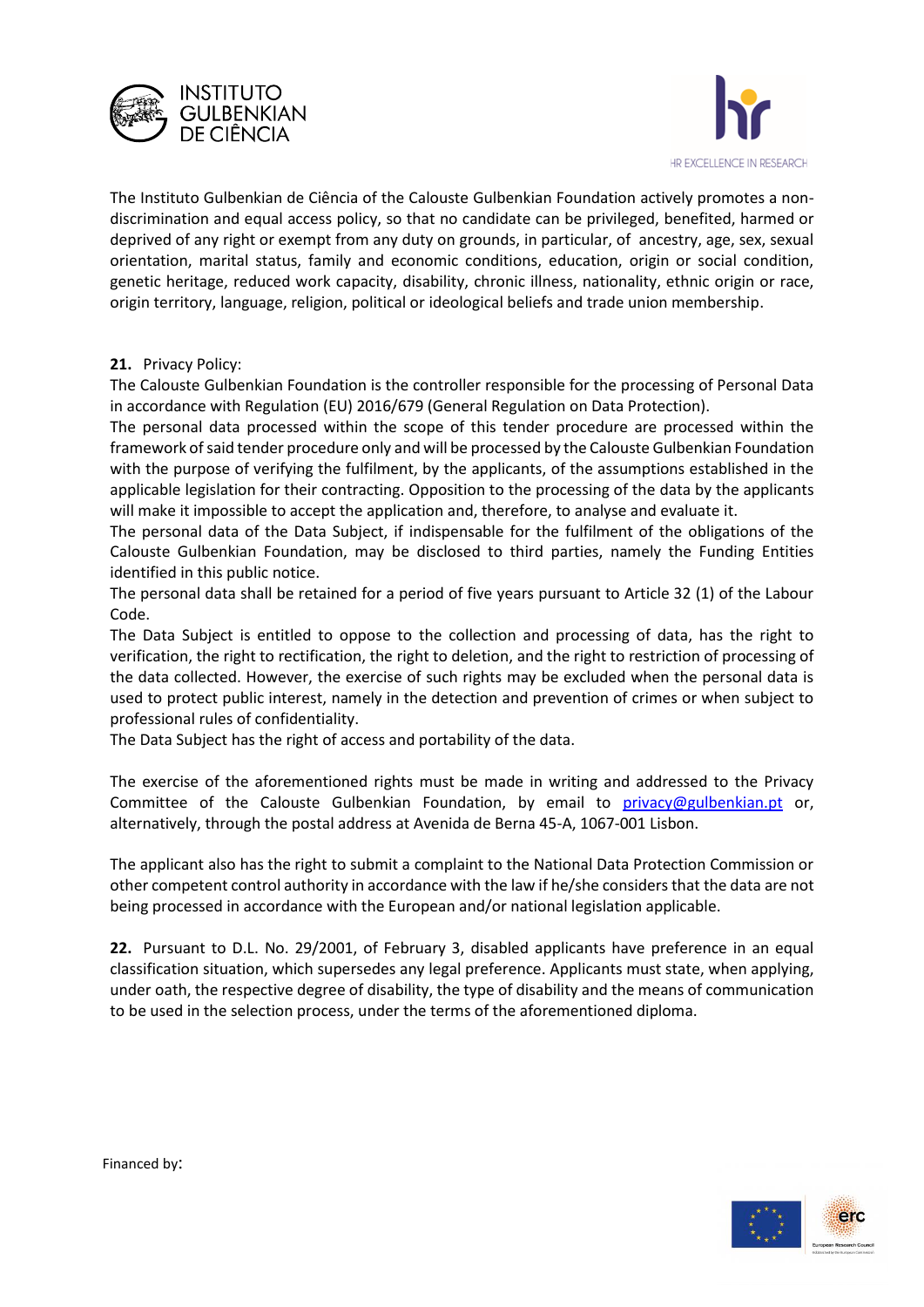The Instituto Gulbenkian de Ciência of the Calouste Gulbenkian Foundation actively promotes a non-discrimination and equal access policy, so that no candidate can be privileged, benefited, harmed or deprived of any right or exempt from any duty on grounds, in particular, of ancestry, age, sex, sexual orientation, marital status, family and economic conditions, education, origin or social condition, genetic heritage, reduced work capacity, disability, chronic illness, nationality, ethnic origin or race, origin territory, language, religion, political or ideological beliefs and trade union membership.

**21.** Privacy Policy:

The Calouste Gulbenkian Foundation is the controller responsible for the processing of Personal Data in accordance with Regulation (EU) 2016/679 (General Regulation on Data Protection).

The personal data processed within the scope of this tender procedure are processed within the framework of said tender procedure only and will be processed by the Calouste Gulbenkian Foundation with the purpose of verifying the fulfilment, by the applicants, of the assumptions established in the applicable legislation for their contracting. Opposition to the processing of the data by the applicants will make it impossible to accept the application and, therefore, to analyse and evaluate it.

The personal data of the Data Subject, if indispensable for the fulfilment of the obligations of the Calouste Gulbenkian Foundation, may be disclosed to third parties, namely the Funding Entities identified in this public notice.

The personal data shall be retained for a period of five years pursuant to Article 32 (1) of the Labour Code.

The Data Subject is entitled to oppose to the collection and processing of data, has the right to verification, the right to rectification, the right to deletion, and the right to restriction of processing of the data collected. However, the exercise of such rights may be excluded when the personal data is used to protect public interest, namely in the detection and prevention of crimes or when subject to professional rules of confidentiality.

The Data Subject has the right of access and portability of the data.

The exercise of the aforementioned rights must be made in writing and addressed to the Privacy Committee of the Calouste Gulbenkian Foundation, by email to privacy@gulbenkian.pt or, alternatively, through the postal address at Avenida de Berna 45-A, 1067-001 Lisbon.

The applicant also has the right to submit a complaint to the National Data Protection Commission or other competent control authority in accordance with the law if he/she considers that the data are not being processed in accordance with the European and/or national legislation applicable.

**22.** Pursuant to D.L. No. 29/2001, of February 3, disabled applicants have preference in an equal classification situation, which supersedes any legal preference. Applicants must state, when applying, under oath, the respective degree of disability, the type of disability and the means of communication to be used in the selection process, under the terms of the aforementioned diploma.

Financed by: